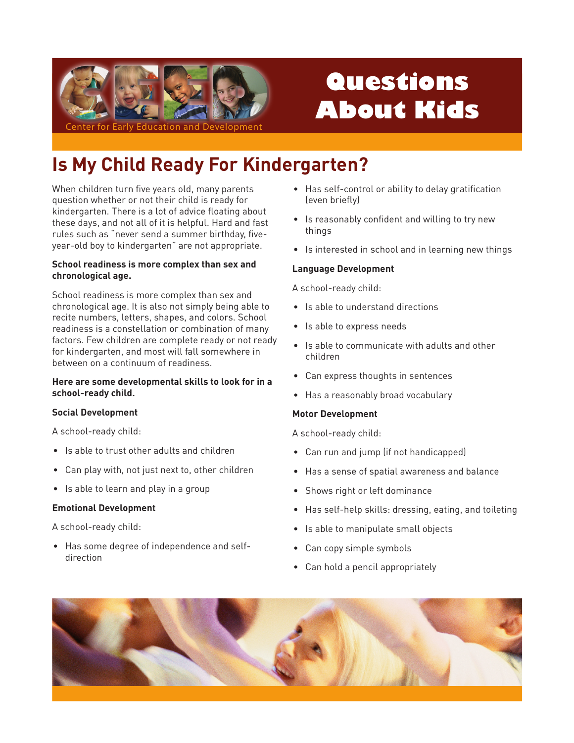Center for Early Education and Development

# Questions About Kids

## Is My Child Ready For Kindergarten?

When children turn five years old, many parents question whether or not their child is ready for kindergarten. There is a lot of advice floating about these days, and not all of it is helpful. Hard and fast rules such as "never send a summer birthday, five-year-old boy to kindergarten" are not appropriate.

**School readiness is more complex than sex and chronological age.**

School readiness is more complex than sex and chronological age. It is also not simply being able to recite numbers, letters, shapes, and colors. School readiness is a constellation or combination of many factors. Few children are complete ready or not ready for kindergarten, and most will fall somewhere in between on a continuum of readiness.

**Here are some developmental skills to look for in a school-ready child.**

**Social Development**

A school-ready child:

- Is able to trust other adults and children
- Can play with, not just next to, other children
- Is able to learn and play in a group

**Emotional Development**

A school-ready child:

- Has some degree of independence and self-direction
- Has self-control or ability to delay gratification (even briefly)
- Is reasonably confident and willing to try new things
- Is interested in school and in learning new things

**Language Development**

A school-ready child:

- Is able to understand directions
- Is able to express needs
- Is able to communicate with adults and other children
- Can express thoughts in sentences
- Has a reasonably broad vocabulary

**Motor Development**

A school-ready child:

- Can run and jump (if not handicapped)
- Has a sense of spatial awareness and balance
- Shows right or left dominance
- Has self-help skills: dressing, eating, and toileting
- Is able to manipulate small objects
- Can copy simple symbols
- Can hold a pencil appropriately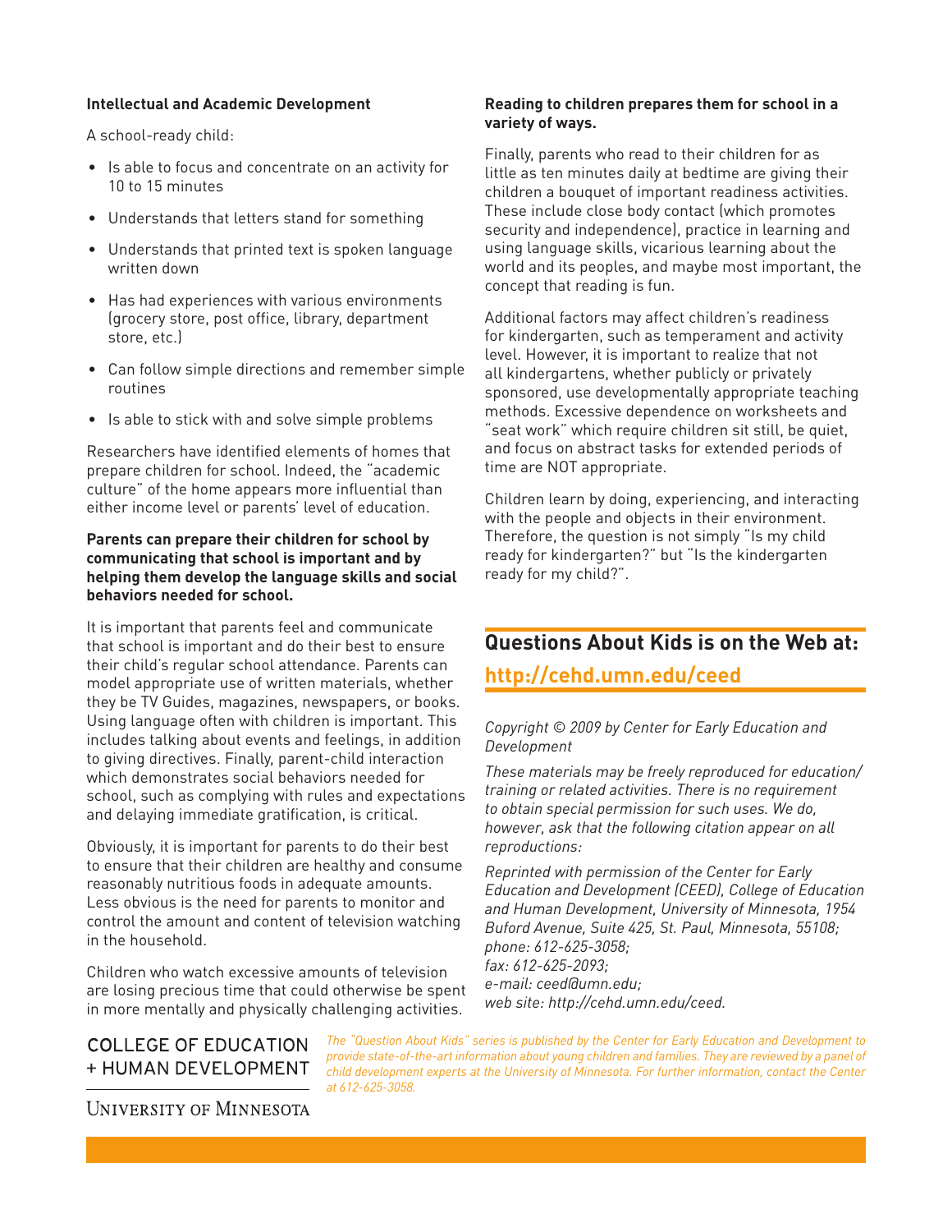**Intellectual and Academic Development**

A school-ready child:

- Is able to focus and concentrate on an activity for 10 to 15 minutes
- Understands that letters stand for something
- Understands that printed text is spoken language written down
- Has had experiences with various environments (grocery store, post office, library, department store, etc.)
- Can follow simple directions and remember simple routines
- Is able to stick with and solve simple problems

Researchers have identified elements of homes that prepare children for school. Indeed, the "academic culture" of the home appears more influential than either income level or parents' level of education.

**Parents can prepare their children for school by communicating that school is important and by helping them develop the language skills and social behaviors needed for school.**

It is important that parents feel and communicate that school is important and do their best to ensure their child's regular school attendance. Parents can model appropriate use of written materials, whether they be TV Guides, magazines, newspapers, or books. Using language often with children is important. This includes talking about events and feelings, in addition to giving directives. Finally, parent-child interaction which demonstrates social behaviors needed for school, such as complying with rules and expectations and delaying immediate gratification, is critical.

Obviously, it is important for parents to do their best to ensure that their children are healthy and consume reasonably nutritious foods in adequate amounts. Less obvious is the need for parents to monitor and control the amount and content of television watching in the household.

Children who watch excessive amounts of television are losing precious time that could otherwise be spent in more mentally and physically challenging activities.

**Reading to children prepares them for school in a variety of ways.**

Finally, parents who read to their children for as little as ten minutes daily at bedtime are giving their children a bouquet of important readiness activities. These include close body contact (which promotes security and independence), practice in learning and using language skills, vicarious learning about the world and its peoples, and maybe most important, the concept that reading is fun.

Additional factors may affect children's readiness for kindergarten, such as temperament and activity level. However, it is important to realize that not all kindergartens, whether publicly or privately sponsored, use developmentally appropriate teaching methods. Excessive dependence on worksheets and "seat work" which require children sit still, be quiet, and focus on abstract tasks for extended periods of time are NOT appropriate.

Children learn by doing, experiencing, and interacting with the people and objects in their environment. Therefore, the question is not simply "Is my child ready for kindergarten?" but "Is the kindergarten ready for my child?".

## Questions About Kids is on the Web at:

## http://cehd.umn.edu/ceed

*Copyright © 2009 by Center for Early Education and Development*

*These materials may be freely reproduced for education/training or related activities. There is no requirement to obtain special permission for such uses. We do, however, ask that the following citation appear on all reproductions:*

*Reprinted with permission of the Center for Early Education and Development (CEED), College of Education and Human Development, University of Minnesota, 1954 Buford Avenue, Suite 425, St. Paul, Minnesota, 55108;*
*phone: 612-625-3058;*
*fax: 612-625-2093;*
*e-mail: ceed@umn.edu;*
*web site: http://cehd.umn.edu/ceed.*

COLLEGE OF EDUCATION + HUMAN DEVELOPMENT

UNIVERSITY OF MINNESOTA

*The "Question About Kids" series is published by the Center for Early Education and Development to provide state-of-the-art information about young children and families. They are reviewed by a panel of child development experts at the University of Minnesota. For further information, contact the Center at 612-625-3058.*